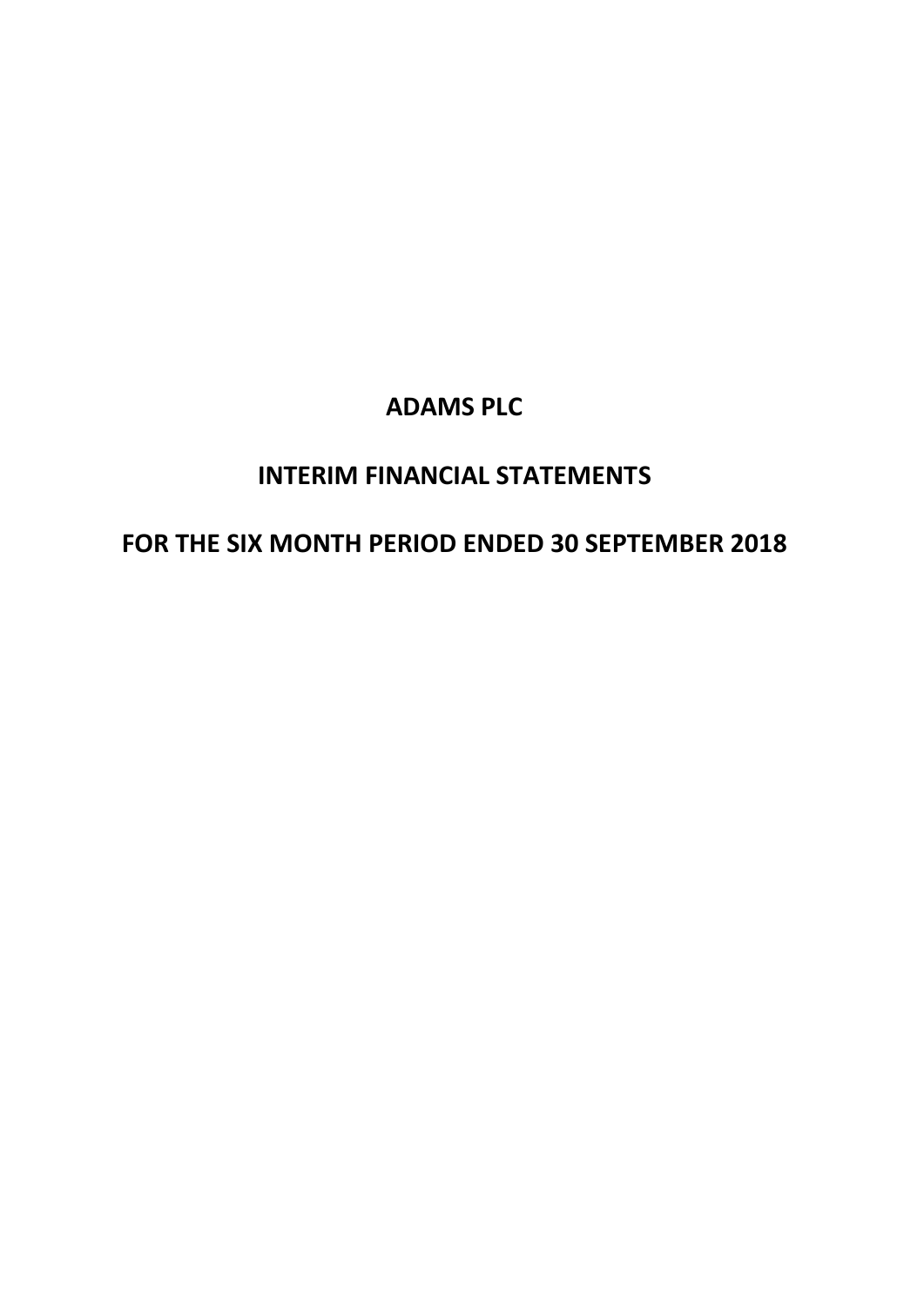# ADAMS PLC

## INTERIM FINANCIAL STATEMENTS

## FOR THE SIX MONTH PERIOD ENDED 30 SEPTEMBER 2018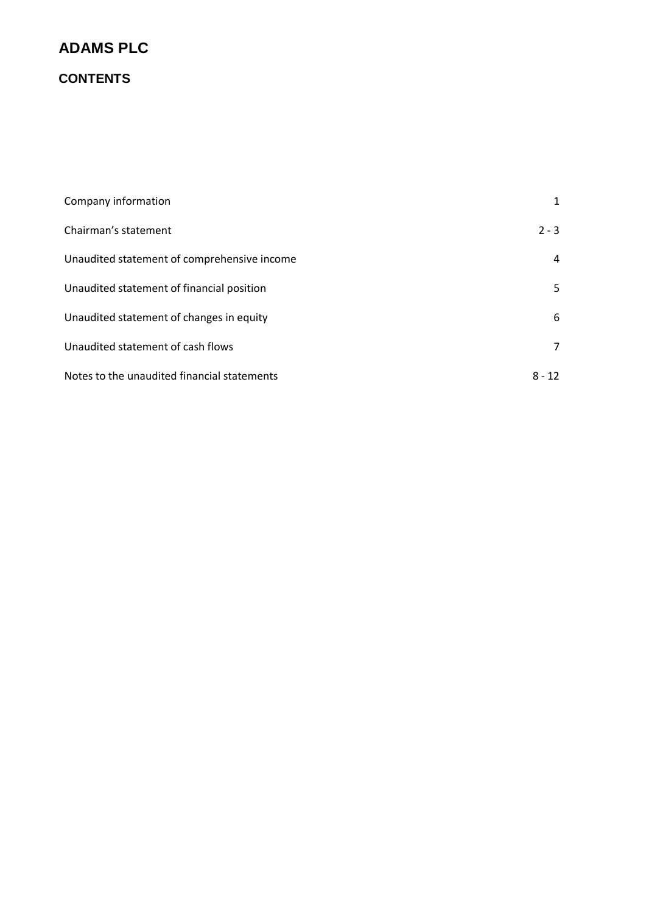# ADAMS PLC

## CONTENTS

| | |
|---|---|
| Company information | 1 |
| Chairman's statement | 2 - 3 |
| Unaudited statement of comprehensive income | 4 |
| Unaudited statement of financial position | 5 |
| Unaudited statement of changes in equity | 6 |
| Unaudited statement of cash flows | 7 |
| Notes to the unaudited financial statements | 8 - 12 |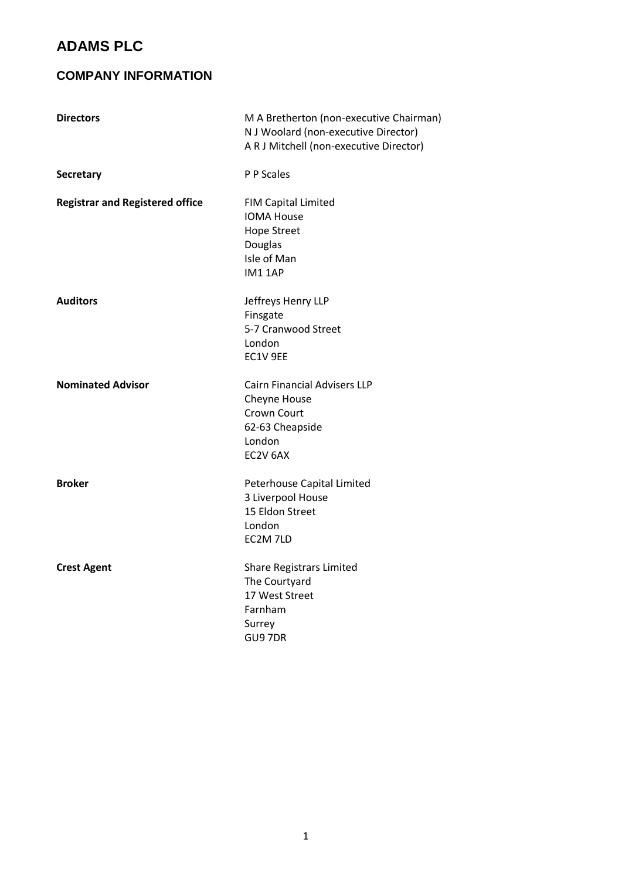# ADAMS PLC

## COMPANY INFORMATION

| | |
|---|---|
| **Directors** | M A Bretherton (non-executive Chairman)<br>N J Woolard (non-executive Director)<br>A R J Mitchell (non-executive Director) |
| **Secretary** | P P Scales |
| **Registrar and Registered office** | FIM Capital Limited<br>IOMA House<br>Hope Street<br>Douglas<br>Isle of Man<br>IM1 1AP |
| **Auditors** | Jeffreys Henry LLP<br>Finsgate<br>5-7 Cranwood Street<br>London<br>EC1V 9EE |
| **Nominated Advisor** | Cairn Financial Advisers LLP<br>Cheyne House<br>Crown Court<br>62-63 Cheapside<br>London<br>EC2V 6AX |
| **Broker** | Peterhouse Capital Limited<br>3 Liverpool House<br>15 Eldon Street<br>London<br>EC2M 7LD |
| **Crest Agent** | Share Registrars Limited<br>The Courtyard<br>17 West Street<br>Farnham<br>Surrey<br>GU9 7DR |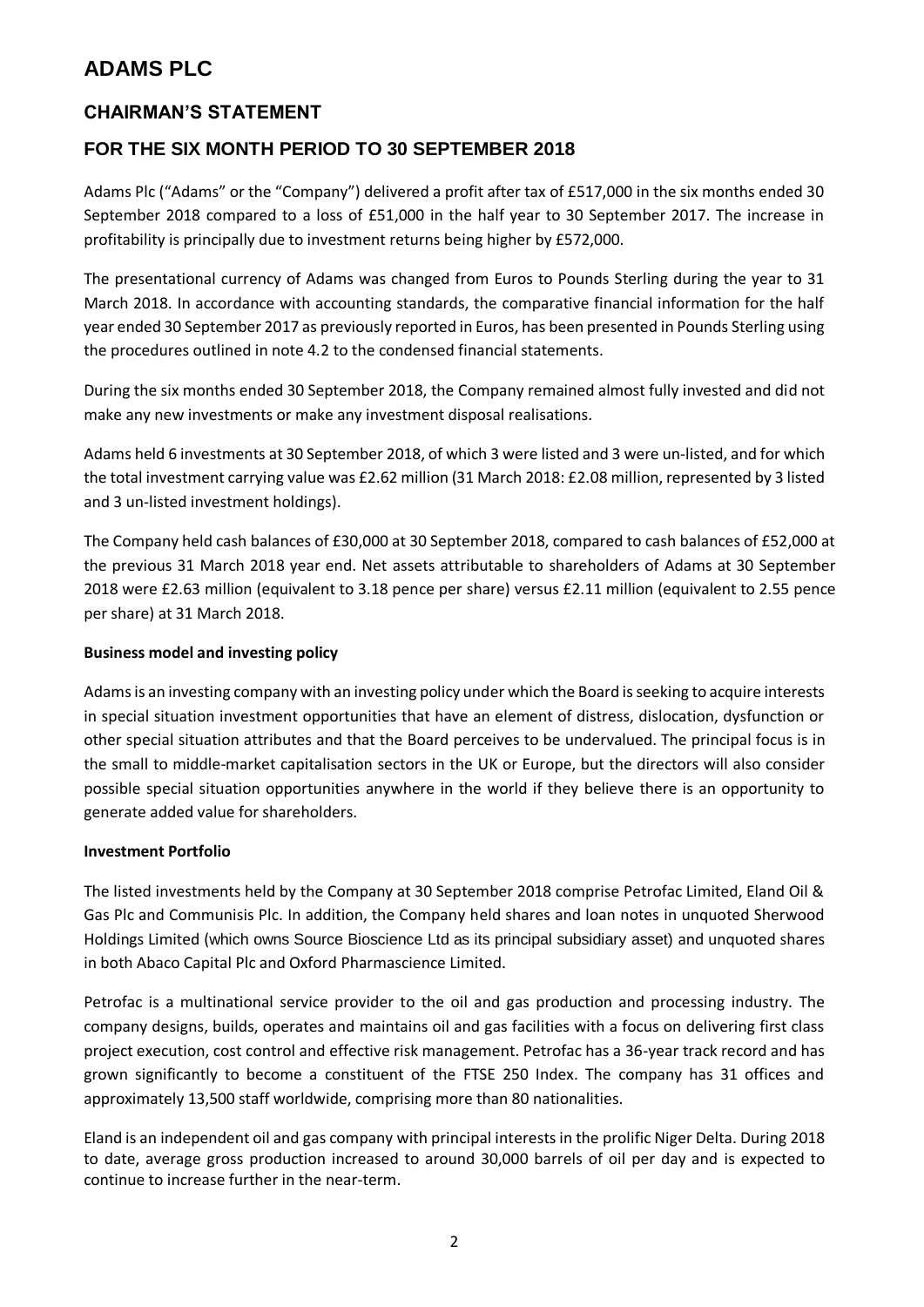# ADAMS PLC

## CHAIRMAN'S STATEMENT

## FOR THE SIX MONTH PERIOD TO 30 SEPTEMBER 2018

Adams Plc ("Adams" or the "Company") delivered a profit after tax of £517,000 in the six months ended 30 September 2018 compared to a loss of £51,000 in the half year to 30 September 2017. The increase in profitability is principally due to investment returns being higher by £572,000.

The presentational currency of Adams was changed from Euros to Pounds Sterling during the year to 31 March 2018. In accordance with accounting standards, the comparative financial information for the half year ended 30 September 2017 as previously reported in Euros, has been presented in Pounds Sterling using the procedures outlined in note 4.2 to the condensed financial statements.

During the six months ended 30 September 2018, the Company remained almost fully invested and did not make any new investments or make any investment disposal realisations.

Adams held 6 investments at 30 September 2018, of which 3 were listed and 3 were un-listed, and for which the total investment carrying value was £2.62 million (31 March 2018: £2.08 million, represented by 3 listed and 3 un-listed investment holdings).

The Company held cash balances of £30,000 at 30 September 2018, compared to cash balances of £52,000 at the previous 31 March 2018 year end. Net assets attributable to shareholders of Adams at 30 September 2018 were £2.63 million (equivalent to 3.18 pence per share) versus £2.11 million (equivalent to 2.55 pence per share) at 31 March 2018.

**Business model and investing policy**

Adams is an investing company with an investing policy under which the Board is seeking to acquire interests in special situation investment opportunities that have an element of distress, dislocation, dysfunction or other special situation attributes and that the Board perceives to be undervalued. The principal focus is in the small to middle-market capitalisation sectors in the UK or Europe, but the directors will also consider possible special situation opportunities anywhere in the world if they believe there is an opportunity to generate added value for shareholders.

**Investment Portfolio**

The listed investments held by the Company at 30 September 2018 comprise Petrofac Limited, Eland Oil & Gas Plc and Communisis Plc. In addition, the Company held shares and loan notes in unquoted Sherwood Holdings Limited (which owns Source Bioscience Ltd as its principal subsidiary asset) and unquoted shares in both Abaco Capital Plc and Oxford Pharmascience Limited.

Petrofac is a multinational service provider to the oil and gas production and processing industry. The company designs, builds, operates and maintains oil and gas facilities with a focus on delivering first class project execution, cost control and effective risk management. Petrofac has a 36-year track record and has grown significantly to become a constituent of the FTSE 250 Index. The company has 31 offices and approximately 13,500 staff worldwide, comprising more than 80 nationalities.

Eland is an independent oil and gas company with principal interests in the prolific Niger Delta. During 2018 to date, average gross production increased to around 30,000 barrels of oil per day and is expected to continue to increase further in the near-term.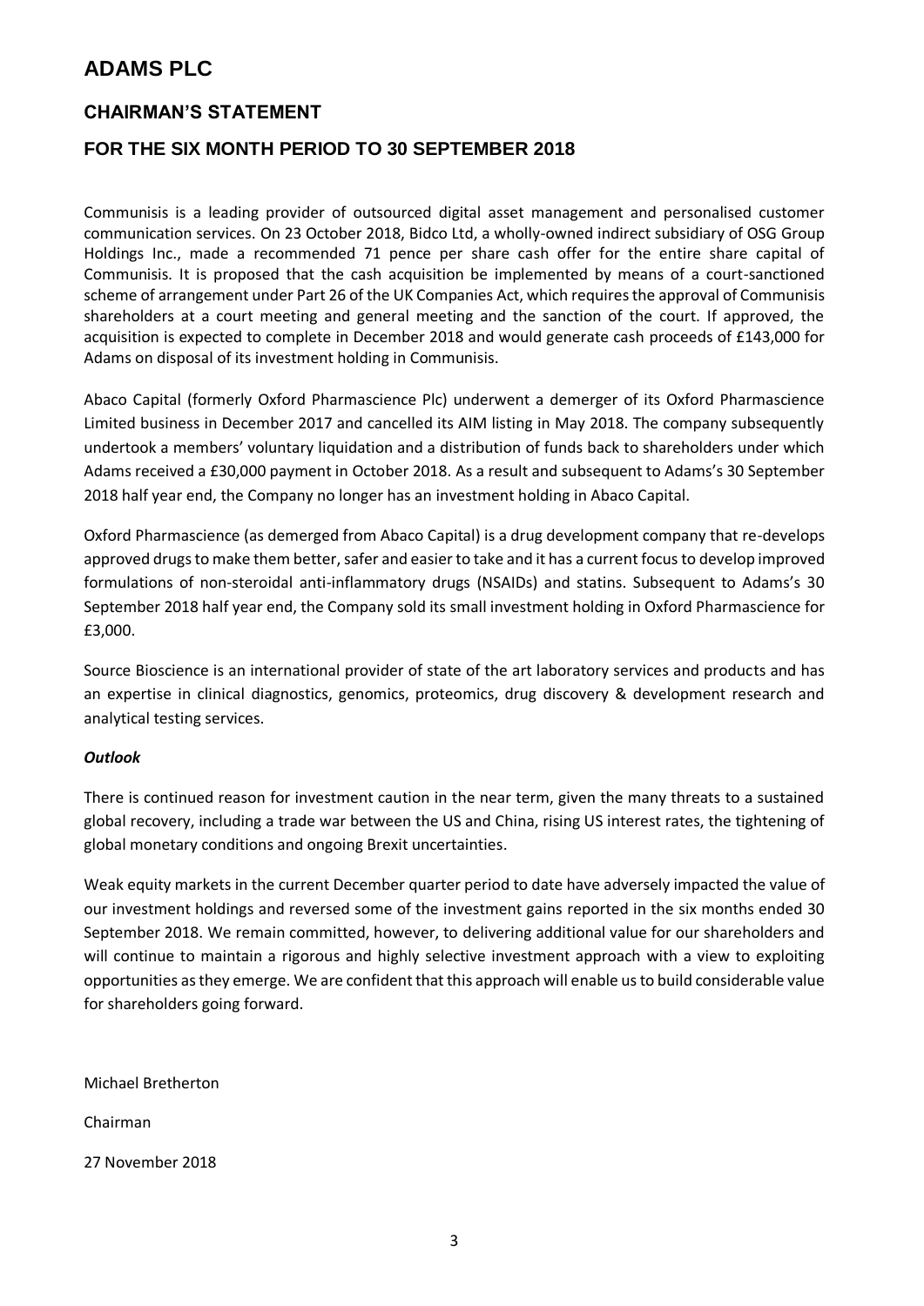# ADAMS PLC

## CHAIRMAN'S STATEMENT

## FOR THE SIX MONTH PERIOD TO 30 SEPTEMBER 2018

Communisis is a leading provider of outsourced digital asset management and personalised customer communication services. On 23 October 2018, Bidco Ltd, a wholly-owned indirect subsidiary of OSG Group Holdings Inc., made a recommended 71 pence per share cash offer for the entire share capital of Communisis. It is proposed that the cash acquisition be implemented by means of a court-sanctioned scheme of arrangement under Part 26 of the UK Companies Act, which requires the approval of Communisis shareholders at a court meeting and general meeting and the sanction of the court. If approved, the acquisition is expected to complete in December 2018 and would generate cash proceeds of £143,000 for Adams on disposal of its investment holding in Communisis.

Abaco Capital (formerly Oxford Pharmascience Plc) underwent a demerger of its Oxford Pharmascience Limited business in December 2017 and cancelled its AIM listing in May 2018. The company subsequently undertook a members' voluntary liquidation and a distribution of funds back to shareholders under which Adams received a £30,000 payment in October 2018. As a result and subsequent to Adams's 30 September 2018 half year end, the Company no longer has an investment holding in Abaco Capital.

Oxford Pharmascience (as demerged from Abaco Capital) is a drug development company that re-develops approved drugs to make them better, safer and easier to take and it has a current focus to develop improved formulations of non-steroidal anti-inflammatory drugs (NSAIDs) and statins. Subsequent to Adams's 30 September 2018 half year end, the Company sold its small investment holding in Oxford Pharmascience for £3,000.

Source Bioscience is an international provider of state of the art laboratory services and products and has an expertise in clinical diagnostics, genomics, proteomics, drug discovery & development research and analytical testing services.

***Outlook***

There is continued reason for investment caution in the near term, given the many threats to a sustained global recovery, including a trade war between the US and China, rising US interest rates, the tightening of global monetary conditions and ongoing Brexit uncertainties.

Weak equity markets in the current December quarter period to date have adversely impacted the value of our investment holdings and reversed some of the investment gains reported in the six months ended 30 September 2018. We remain committed, however, to delivering additional value for our shareholders and will continue to maintain a rigorous and highly selective investment approach with a view to exploiting opportunities as they emerge. We are confident that this approach will enable us to build considerable value for shareholders going forward.

Michael Bretherton

Chairman

27 November 2018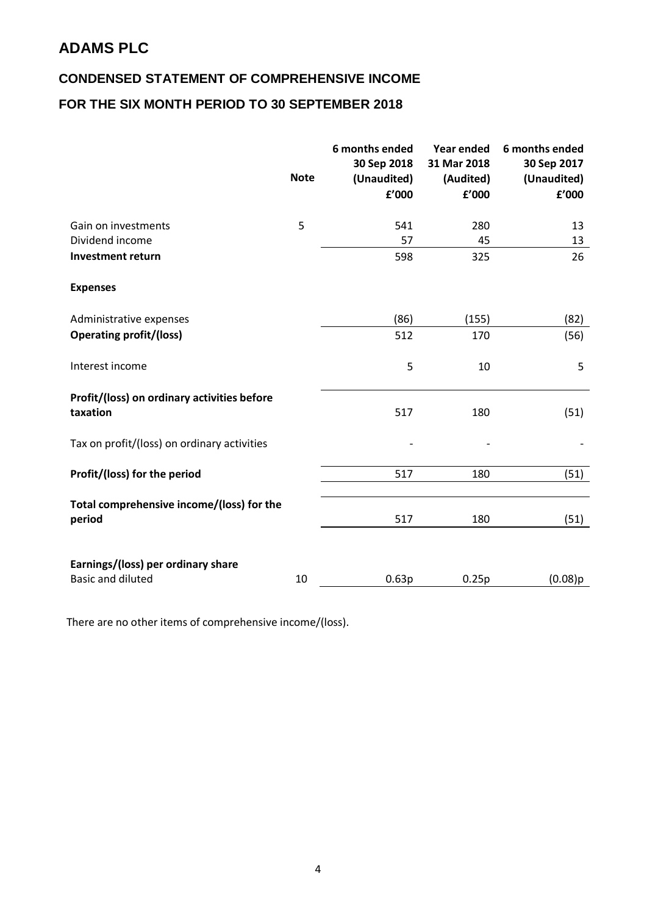# ADAMS PLC

## CONDENSED STATEMENT OF COMPREHENSIVE INCOME

## FOR THE SIX MONTH PERIOD TO 30 SEPTEMBER 2018

| | Note | 6 months ended 30 Sep 2018 (Unaudited) £'000 | Year ended 31 Mar 2018 (Audited) £'000 | 6 months ended 30 Sep 2017 (Unaudited) £'000 |
|---|---|---|---|---|
| Gain on investments | 5 | 541 | 280 | 13 |
| Dividend income | | 57 | 45 | 13 |
| **Investment return** | | 598 | 325 | 26 |
| **Expenses** | | | | |
| Administrative expenses | | (86) | (155) | (82) |
| **Operating profit/(loss)** | | 512 | 170 | (56) |
| Interest income | | 5 | 10 | 5 |
| **Profit/(loss) on ordinary activities before taxation** | | 517 | 180 | (51) |
| Tax on profit/(loss) on ordinary activities | | - | - | - |
| **Profit/(loss) for the period** | | 517 | 180 | (51) |
| **Total comprehensive income/(loss) for the period** | | 517 | 180 | (51) |
| **Earnings/(loss) per ordinary share** | | | | |
| Basic and diluted | 10 | 0.63p | 0.25p | (0.08)p |

There are no other items of comprehensive income/(loss).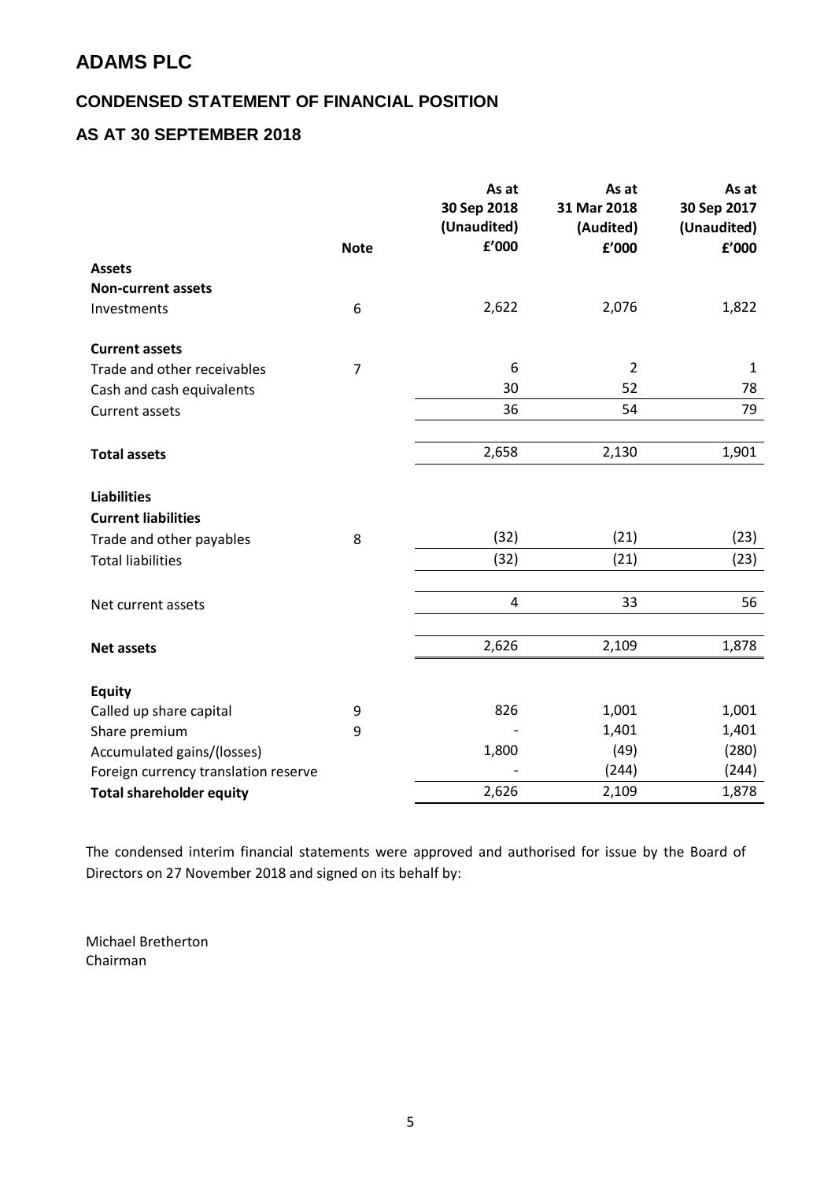# ADAMS PLC

## CONDENSED STATEMENT OF FINANCIAL POSITION

## AS AT 30 SEPTEMBER 2018

| | Note | As at 30 Sep 2018 (Unaudited) £'000 | As at 31 Mar 2018 (Audited) £'000 | As at 30 Sep 2017 (Unaudited) £'000 |
|---|---|---|---|---|
| **Assets** | | | | |
| **Non-current assets** | | | | |
| Investments | 6 | 2,622 | 2,076 | 1,822 |
| **Current assets** | | | | |
| Trade and other receivables | 7 | 6 | 2 | 1 |
| Cash and cash equivalents | | 30 | 52 | 78 |
| Current assets | | 36 | 54 | 79 |
| **Total assets** | | 2,658 | 2,130 | 1,901 |
| **Liabilities** | | | | |
| **Current liabilities** | | | | |
| Trade and other payables | 8 | (32) | (21) | (23) |
| Total liabilities | | (32) | (21) | (23) |
| Net current assets | | 4 | 33 | 56 |
| **Net assets** | | 2,626 | 2,109 | 1,878 |
| **Equity** | | | | |
| Called up share capital | 9 | 826 | 1,001 | 1,001 |
| Share premium | 9 | - | 1,401 | 1,401 |
| Accumulated gains/(losses) | | 1,800 | (49) | (280) |
| Foreign currency translation reserve | | - | (244) | (244) |
| **Total shareholder equity** | | 2,626 | 2,109 | 1,878 |

The condensed interim financial statements were approved and authorised for issue by the Board of Directors on 27 November 2018 and signed on its behalf by:

Michael Bretherton
Chairman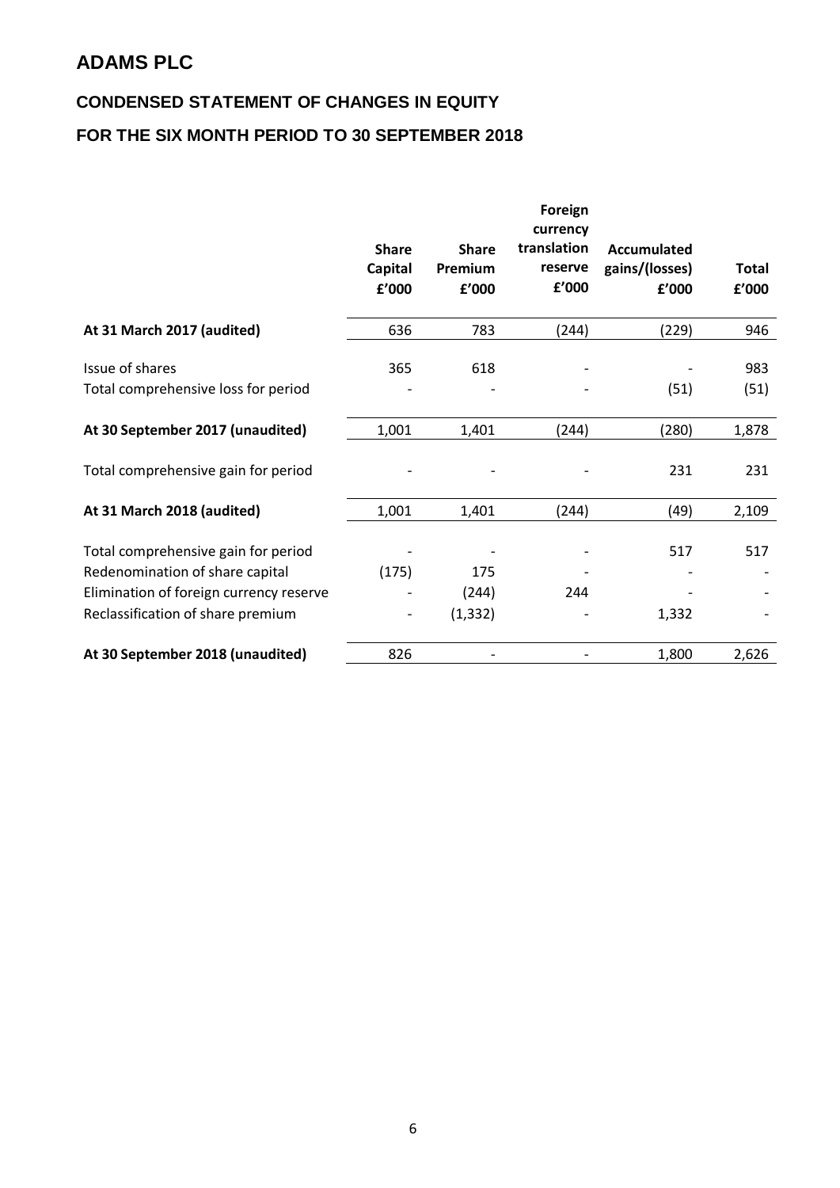# ADAMS PLC

## CONDENSED STATEMENT OF CHANGES IN EQUITY

## FOR THE SIX MONTH PERIOD TO 30 SEPTEMBER 2018

| | Share Capital £'000 | Share Premium £'000 | Foreign currency translation reserve £'000 | Accumulated gains/(losses) £'000 | Total £'000 |
|---|---|---|---|---|---|
| **At 31 March 2017 (audited)** | 636 | 783 | (244) | (229) | 946 |
| Issue of shares | 365 | 618 | - | - | 983 |
| Total comprehensive loss for period | - | - | - | (51) | (51) |
| **At 30 September 2017 (unaudited)** | 1,001 | 1,401 | (244) | (280) | 1,878 |
| Total comprehensive gain for period | - | - | - | 231 | 231 |
| **At 31 March 2018 (audited)** | 1,001 | 1,401 | (244) | (49) | 2,109 |
| Total comprehensive gain for period | - | - | - | 517 | 517 |
| Redenomination of share capital | (175) | 175 | - | - | - |
| Elimination of foreign currency reserve | - | (244) | 244 | - | - |
| Reclassification of share premium | - | (1,332) | - | 1,332 | - |
| **At 30 September 2018 (unaudited)** | 826 | - | - | 1,800 | 2,626 |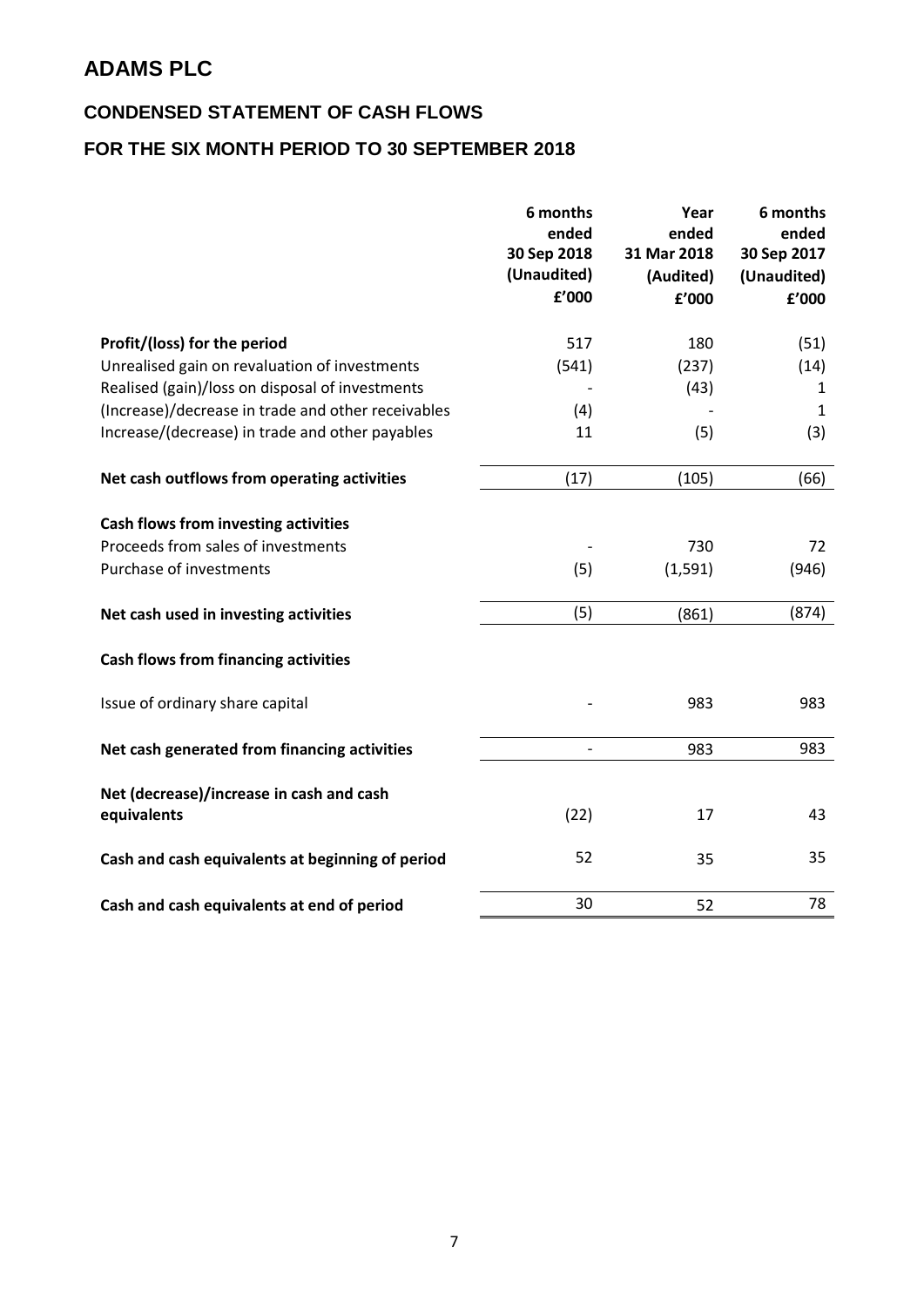# ADAMS PLC

## CONDENSED STATEMENT OF CASH FLOWS

## FOR THE SIX MONTH PERIOD TO 30 SEPTEMBER 2018

| | 6 months ended 30 Sep 2018 (Unaudited) £'000 | Year ended 31 Mar 2018 (Audited) £'000 | 6 months ended 30 Sep 2017 (Unaudited) £'000 |
|---|---|---|---|
| **Profit/(loss) for the period** | 517 | 180 | (51) |
| Unrealised gain on revaluation of investments | (541) | (237) | (14) |
| Realised (gain)/loss on disposal of investments | - | (43) | 1 |
| (Increase)/decrease in trade and other receivables | (4) | - | 1 |
| Increase/(decrease) in trade and other payables | 11 | (5) | (3) |
| **Net cash outflows from operating activities** | (17) | (105) | (66) |
| **Cash flows from investing activities** | | | |
| Proceeds from sales of investments | - | 730 | 72 |
| Purchase of investments | (5) | (1,591) | (946) |
| **Net cash used in investing activities** | (5) | (861) | (874) |
| **Cash flows from financing activities** | | | |
| Issue of ordinary share capital | - | 983 | 983 |
| **Net cash generated from financing activities** | - | 983 | 983 |
| **Net (decrease)/increase in cash and cash equivalents** | (22) | 17 | 43 |
| **Cash and cash equivalents at beginning of period** | 52 | 35 | 35 |
| **Cash and cash equivalents at end of period** | 30 | 52 | 78 |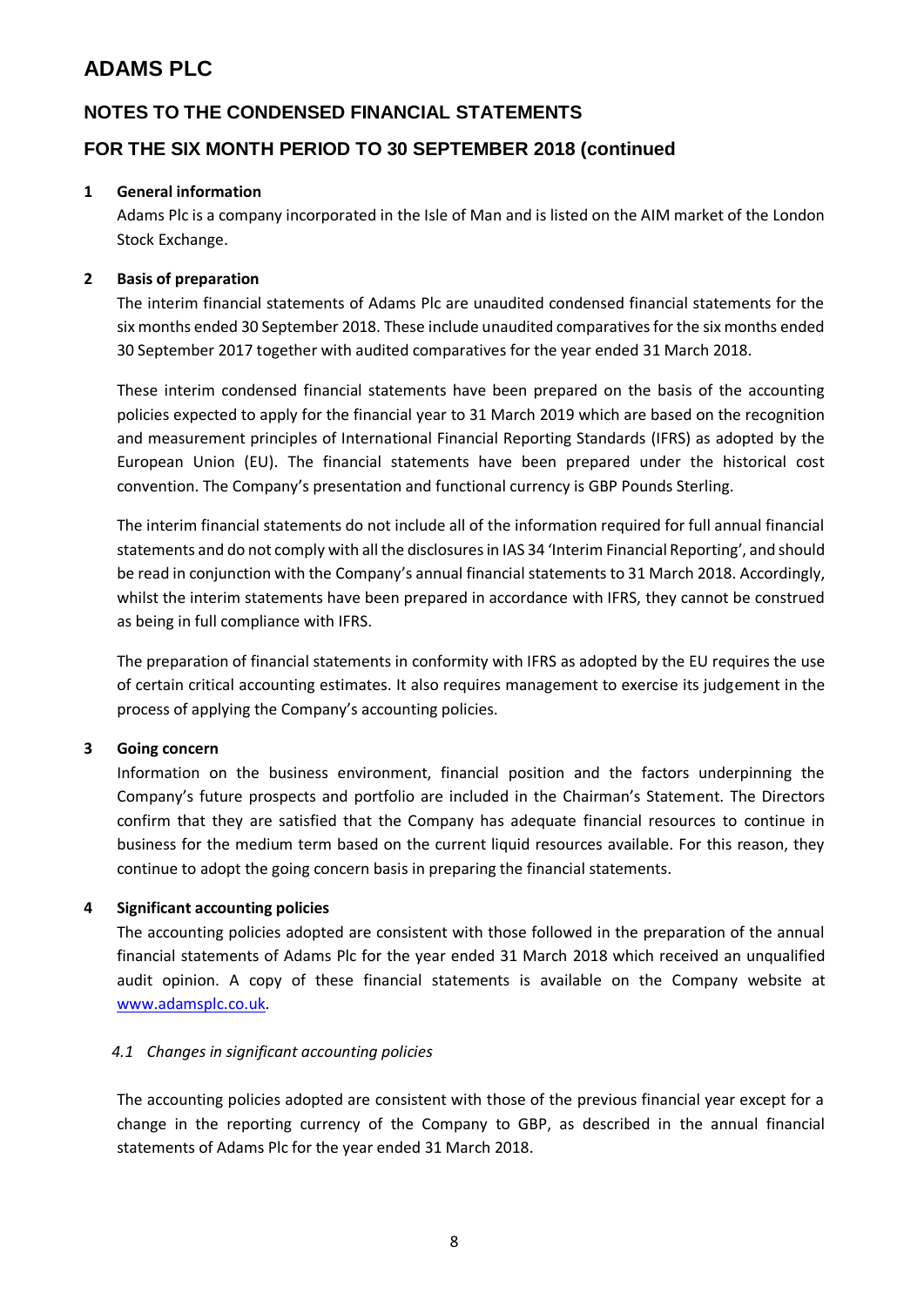# ADAMS PLC

## NOTES TO THE CONDENSED FINANCIAL STATEMENTS

## FOR THE SIX MONTH PERIOD TO 30 SEPTEMBER 2018 (continued

### 1 General information

Adams Plc is a company incorporated in the Isle of Man and is listed on the AIM market of the London Stock Exchange.

### 2 Basis of preparation

The interim financial statements of Adams Plc are unaudited condensed financial statements for the six months ended 30 September 2018. These include unaudited comparatives for the six months ended 30 September 2017 together with audited comparatives for the year ended 31 March 2018.

These interim condensed financial statements have been prepared on the basis of the accounting policies expected to apply for the financial year to 31 March 2019 which are based on the recognition and measurement principles of International Financial Reporting Standards (IFRS) as adopted by the European Union (EU). The financial statements have been prepared under the historical cost convention. The Company's presentation and functional currency is GBP Pounds Sterling.

The interim financial statements do not include all of the information required for full annual financial statements and do not comply with all the disclosures in IAS 34 'Interim Financial Reporting', and should be read in conjunction with the Company's annual financial statements to 31 March 2018. Accordingly, whilst the interim statements have been prepared in accordance with IFRS, they cannot be construed as being in full compliance with IFRS.

The preparation of financial statements in conformity with IFRS as adopted by the EU requires the use of certain critical accounting estimates. It also requires management to exercise its judgement in the process of applying the Company's accounting policies.

### 3 Going concern

Information on the business environment, financial position and the factors underpinning the Company's future prospects and portfolio are included in the Chairman's Statement. The Directors confirm that they are satisfied that the Company has adequate financial resources to continue in business for the medium term based on the current liquid resources available. For this reason, they continue to adopt the going concern basis in preparing the financial statements.

### 4 Significant accounting policies

The accounting policies adopted are consistent with those followed in the preparation of the annual financial statements of Adams Plc for the year ended 31 March 2018 which received an unqualified audit opinion. A copy of these financial statements is available on the Company website at www.adamsplc.co.uk.

*4.1 Changes in significant accounting policies*

The accounting policies adopted are consistent with those of the previous financial year except for a change in the reporting currency of the Company to GBP, as described in the annual financial statements of Adams Plc for the year ended 31 March 2018.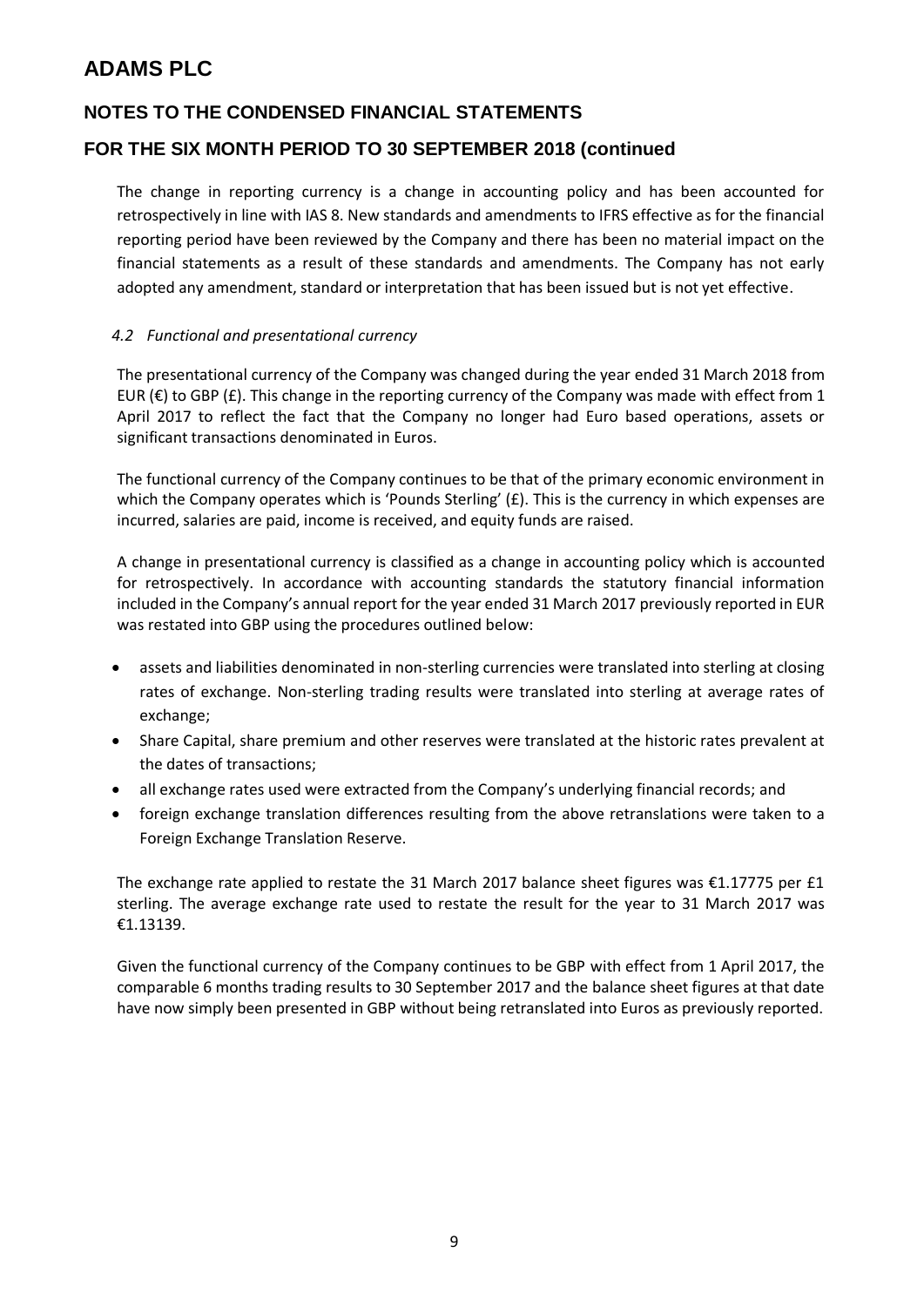# ADAMS PLC

## NOTES TO THE CONDENSED FINANCIAL STATEMENTS

## FOR THE SIX MONTH PERIOD TO 30 SEPTEMBER 2018 (continued

The change in reporting currency is a change in accounting policy and has been accounted for retrospectively in line with IAS 8. New standards and amendments to IFRS effective as for the financial reporting period have been reviewed by the Company and there has been no material impact on the financial statements as a result of these standards and amendments. The Company has not early adopted any amendment, standard or interpretation that has been issued but is not yet effective.

### *4.2 Functional and presentational currency*

The presentational currency of the Company was changed during the year ended 31 March 2018 from EUR (€) to GBP (£). This change in the reporting currency of the Company was made with effect from 1 April 2017 to reflect the fact that the Company no longer had Euro based operations, assets or significant transactions denominated in Euros.

The functional currency of the Company continues to be that of the primary economic environment in which the Company operates which is 'Pounds Sterling' (£). This is the currency in which expenses are incurred, salaries are paid, income is received, and equity funds are raised.

A change in presentational currency is classified as a change in accounting policy which is accounted for retrospectively. In accordance with accounting standards the statutory financial information included in the Company's annual report for the year ended 31 March 2017 previously reported in EUR was restated into GBP using the procedures outlined below:

- assets and liabilities denominated in non-sterling currencies were translated into sterling at closing rates of exchange. Non-sterling trading results were translated into sterling at average rates of exchange;
- Share Capital, share premium and other reserves were translated at the historic rates prevalent at the dates of transactions;
- all exchange rates used were extracted from the Company's underlying financial records; and
- foreign exchange translation differences resulting from the above retranslations were taken to a Foreign Exchange Translation Reserve.

The exchange rate applied to restate the 31 March 2017 balance sheet figures was €1.17775 per £1 sterling. The average exchange rate used to restate the result for the year to 31 March 2017 was €1.13139.

Given the functional currency of the Company continues to be GBP with effect from 1 April 2017, the comparable 6 months trading results to 30 September 2017 and the balance sheet figures at that date have now simply been presented in GBP without being retranslated into Euros as previously reported.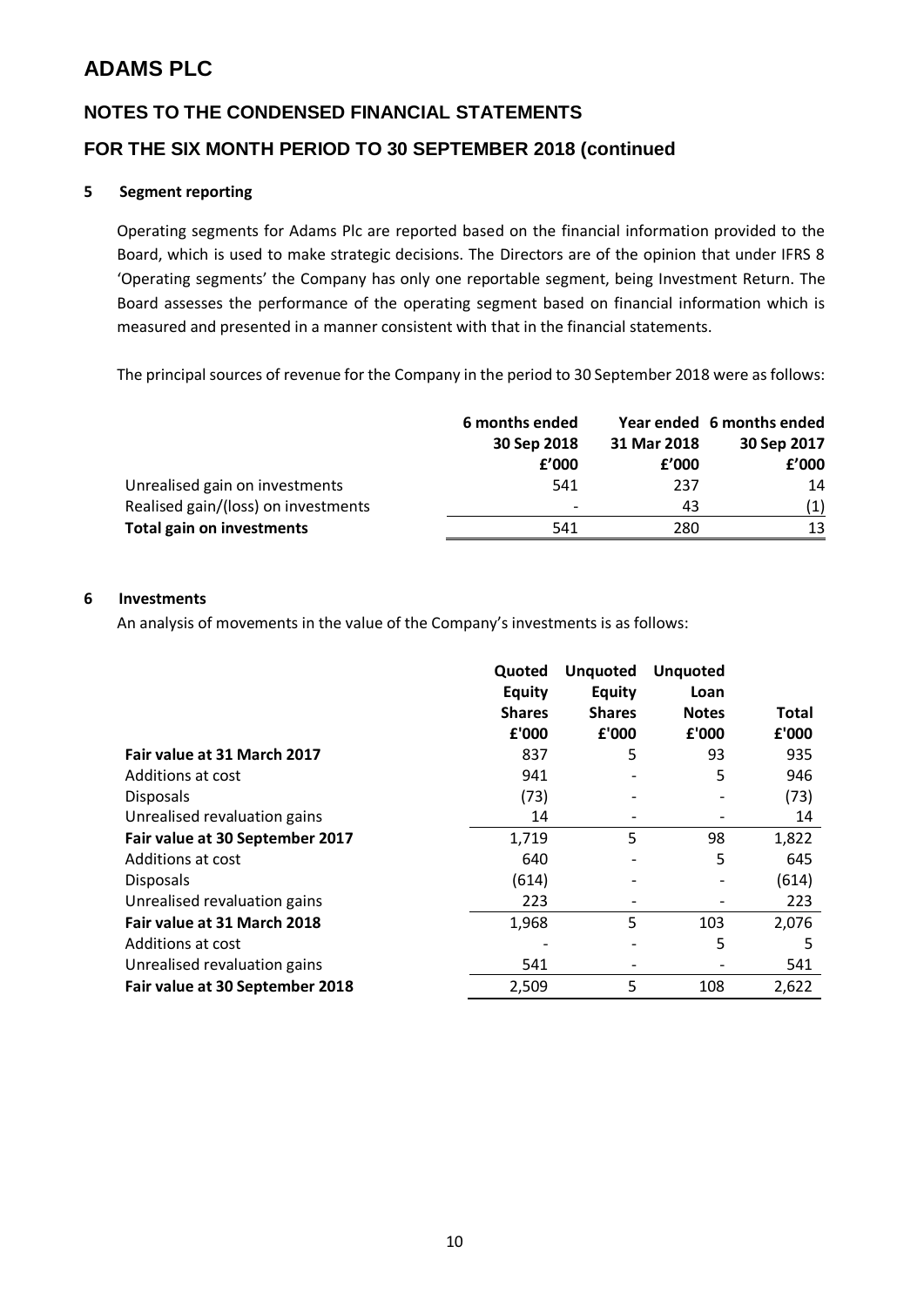# ADAMS PLC

## NOTES TO THE CONDENSED FINANCIAL STATEMENTS

## FOR THE SIX MONTH PERIOD TO 30 SEPTEMBER 2018 (continued

### 5 Segment reporting

Operating segments for Adams Plc are reported based on the financial information provided to the Board, which is used to make strategic decisions. The Directors are of the opinion that under IFRS 8 'Operating segments' the Company has only one reportable segment, being Investment Return. The Board assesses the performance of the operating segment based on financial information which is measured and presented in a manner consistent with that in the financial statements.

The principal sources of revenue for the Company in the period to 30 September 2018 were as follows:

| | 6 months ended 30 Sep 2018 £'000 | Year ended 31 Mar 2018 £'000 | 6 months ended 30 Sep 2017 £'000 |
|---|---|---|---|
| Unrealised gain on investments | 541 | 237 | 14 |
| Realised gain/(loss) on investments | - | 43 | (1) |
| **Total gain on investments** | 541 | 280 | 13 |

### 6 Investments

An analysis of movements in the value of the Company's investments is as follows:

| | Quoted Equity Shares £'000 | Unquoted Equity Shares £'000 | Unquoted Loan Notes £'000 | Total £'000 |
|---|---|---|---|---|
| **Fair value at 31 March 2017** | 837 | 5 | 93 | 935 |
| Additions at cost | 941 | - | 5 | 946 |
| Disposals | (73) | - | - | (73) |
| Unrealised revaluation gains | 14 | - | - | 14 |
| **Fair value at 30 September 2017** | 1,719 | 5 | 98 | 1,822 |
| Additions at cost | 640 | - | 5 | 645 |
| Disposals | (614) | - | - | (614) |
| Unrealised revaluation gains | 223 | - | - | 223 |
| **Fair value at 31 March 2018** | 1,968 | 5 | 103 | 2,076 |
| Additions at cost | - | - | 5 | 5 |
| Unrealised revaluation gains | 541 | - | - | 541 |
| **Fair value at 30 September 2018** | 2,509 | 5 | 108 | 2,622 |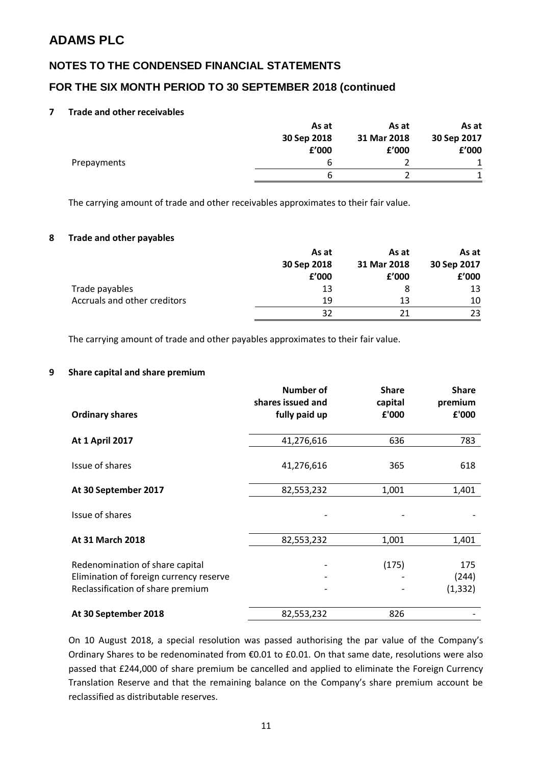# ADAMS PLC

## NOTES TO THE CONDENSED FINANCIAL STATEMENTS

## FOR THE SIX MONTH PERIOD TO 30 SEPTEMBER 2018 (continued

### 7 Trade and other receivables

| | As at 30 Sep 2018 £'000 | As at 31 Mar 2018 £'000 | As at 30 Sep 2017 £'000 |
|---|---|---|---|
| Prepayments | 6 | 2 | 1 |
| | 6 | 2 | 1 |

The carrying amount of trade and other receivables approximates to their fair value.

### 8 Trade and other payables

| | As at 30 Sep 2018 £'000 | As at 31 Mar 2018 £'000 | As at 30 Sep 2017 £'000 |
|---|---|---|---|
| Trade payables | 13 | 8 | 13 |
| Accruals and other creditors | 19 | 13 | 10 |
| | 32 | 21 | 23 |

The carrying amount of trade and other payables approximates to their fair value.

### 9 Share capital and share premium

| Ordinary shares | Number of shares issued and fully paid up | Share capital £'000 | Share premium £'000 |
|---|---|---|---|
| **At 1 April 2017** | 41,276,616 | 636 | 783 |
| Issue of shares | 41,276,616 | 365 | 618 |
| **At 30 September 2017** | 82,553,232 | 1,001 | 1,401 |
| Issue of shares | - | - | - |
| **At 31 March 2018** | 82,553,232 | 1,001 | 1,401 |
| Redenomination of share capital | - | (175) | 175 |
| Elimination of foreign currency reserve | - | - | (244) |
| Reclassification of share premium | - | - | (1,332) |
| **At 30 September 2018** | 82,553,232 | 826 | - |

On 10 August 2018, a special resolution was passed authorising the par value of the Company's Ordinary Shares to be redenominated from €0.01 to £0.01. On that same date, resolutions were also passed that £244,000 of share premium be cancelled and applied to eliminate the Foreign Currency Translation Reserve and that the remaining balance on the Company's share premium account be reclassified as distributable reserves.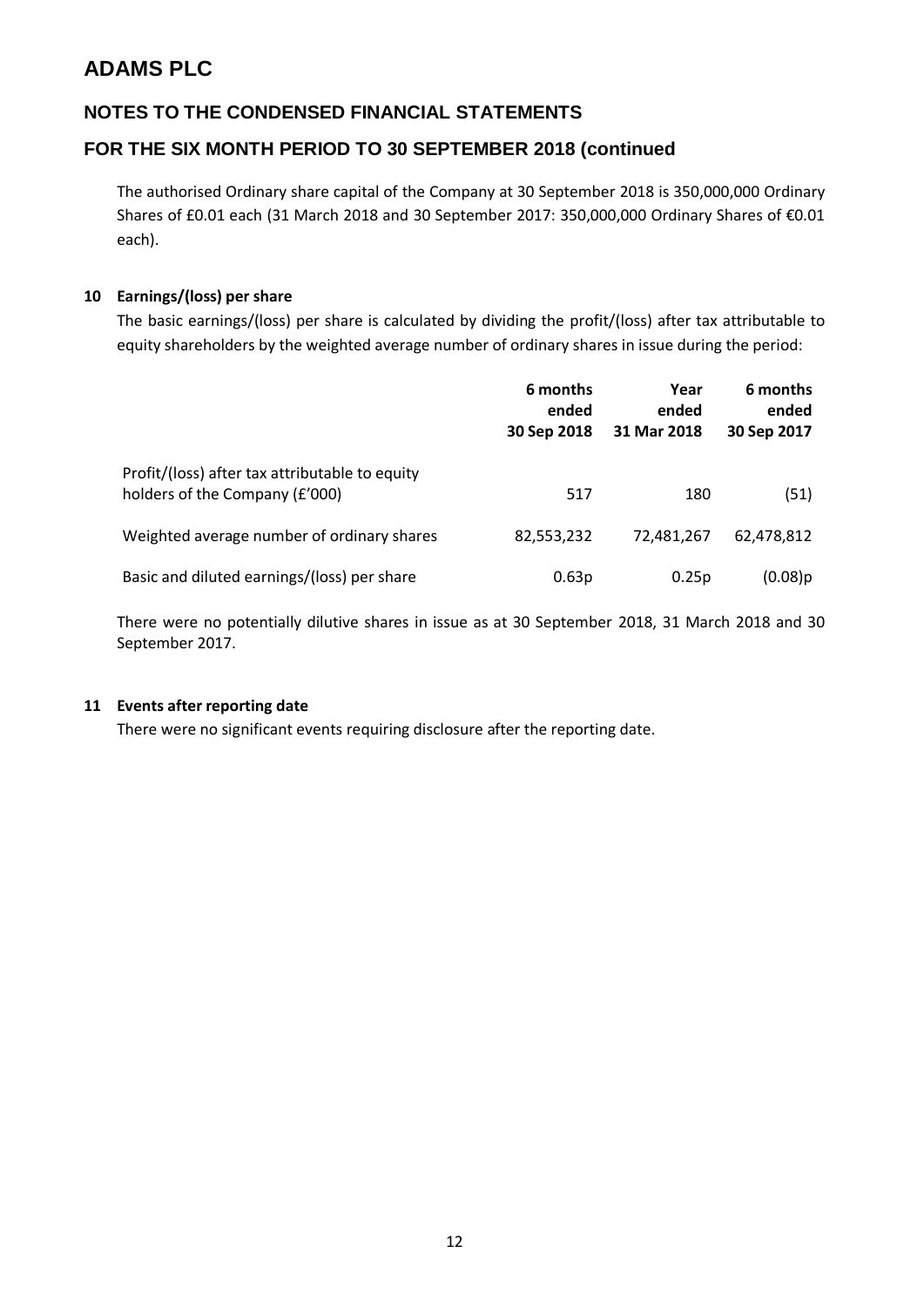# ADAMS PLC

## NOTES TO THE CONDENSED FINANCIAL STATEMENTS

## FOR THE SIX MONTH PERIOD TO 30 SEPTEMBER 2018 (continued

The authorised Ordinary share capital of the Company at 30 September 2018 is 350,000,000 Ordinary Shares of £0.01 each (31 March 2018 and 30 September 2017: 350,000,000 Ordinary Shares of €0.01 each).

### 10 Earnings/(loss) per share

The basic earnings/(loss) per share is calculated by dividing the profit/(loss) after tax attributable to equity shareholders by the weighted average number of ordinary shares in issue during the period:

| | 6 months ended 30 Sep 2018 | Year ended 31 Mar 2018 | 6 months ended 30 Sep 2017 |
|---|---|---|---|
| Profit/(loss) after tax attributable to equity holders of the Company (£'000) | 517 | 180 | (51) |
| Weighted average number of ordinary shares | 82,553,232 | 72,481,267 | 62,478,812 |
| Basic and diluted earnings/(loss) per share | 0.63p | 0.25p | (0.08)p |

There were no potentially dilutive shares in issue as at 30 September 2018, 31 March 2018 and 30 September 2017.

### 11 Events after reporting date

There were no significant events requiring disclosure after the reporting date.